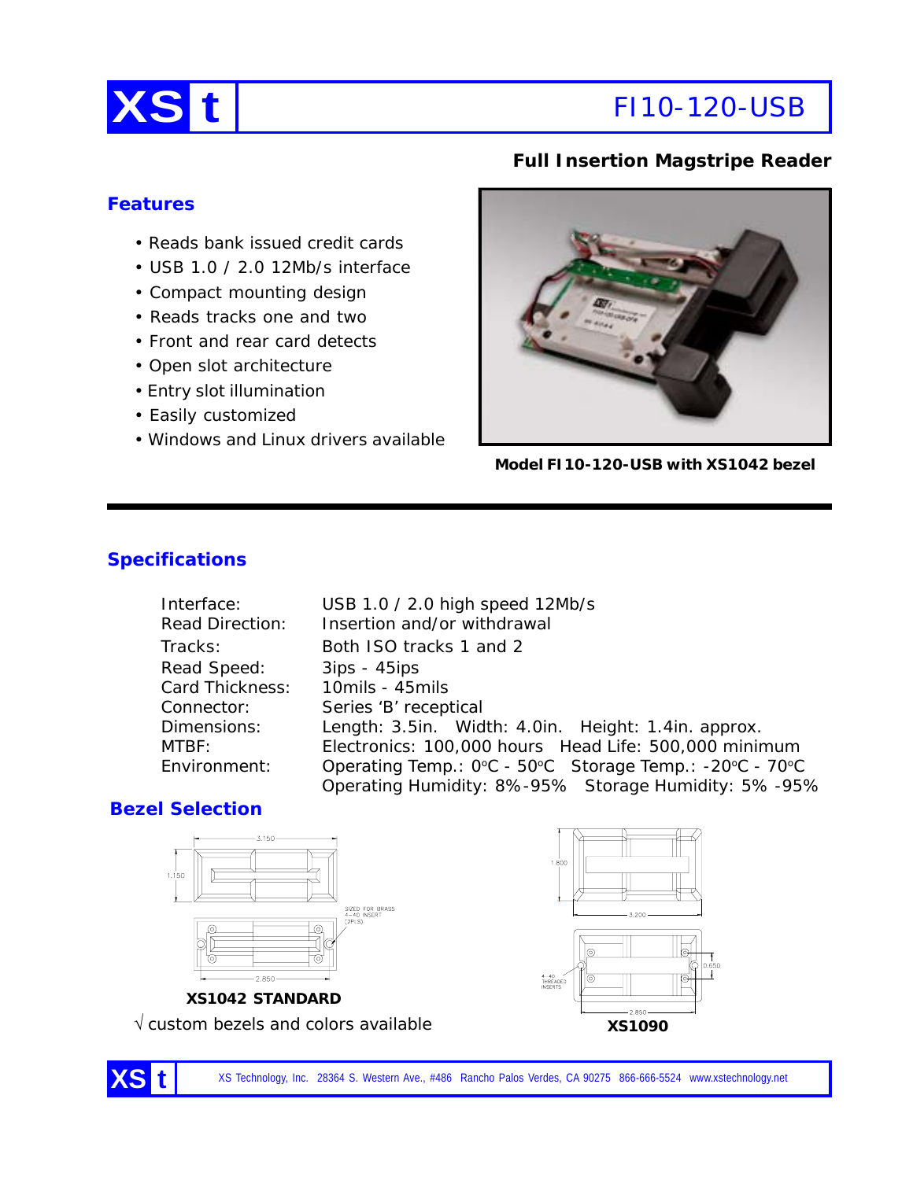# XS t FI10-120-USB

## Full Insertion Magstripe Reader

### Features

- Reads bank issued credit cards
- USB 1.0 / 2.0 12Mb/s interface
- Compact mounting design
- Reads tracks one and two
- Front and rear card detects
- Open slot architecture
- Entry slot illumination
- Easily customized
- Windows and Linux drivers available

**Model FI10-120-USB with XS1042 bezel**

### Specifications

| | |
|---|---|
| Interface: | USB 1.0 / 2.0 high speed 12Mb/s |
| Read Direction: | Insertion and/or withdrawal |
| Tracks: | Both ISO tracks 1 and 2 |
| Read Speed: | 3ips - 45ips |
| Card Thickness: | 10mils - 45mils |
| Connector: | Series 'B' receptical |
| Dimensions: | Length: 3.5in. Width: 4.0in. Height: 1.4in. approx. |
| MTBF: | Electronics: 100,000 hours Head Life: 500,000 minimum |
| Environment: | Operating Temp.: 0°C - 50°C Storage Temp.: -20°C - 70°C<br>Operating Humidity: 8%-95% Storage Humidity: 5% -95% |

### Bezel Selection

3.150 / 1.150 / SIZED FOR BRASS 4-40 INSERT (2PLS) / 2.850

**XS1042 STANDARD**

√ custom bezels and colors available

1.800 / 3.200 / 0.650 / 4-40 THREADED INSERTS / 2.850

**XS1090**

XS Technology, Inc. 28364 S. Western Ave., #486 Rancho Palos Verdes, CA 90275 866-666-5524 www.xstechnology.net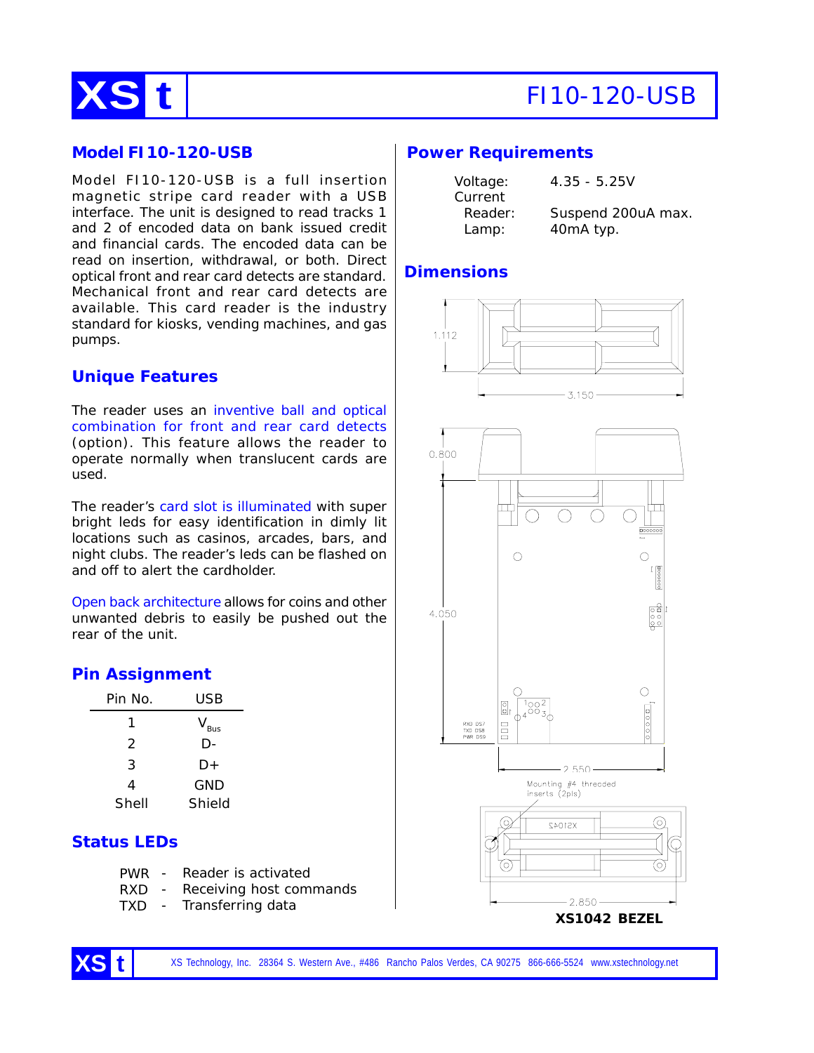# FI10-120-USB

## Model FI10-120-USB

Model FI10-120-USB is a full insertion magnetic stripe card reader with a USB interface. The unit is designed to read tracks 1 and 2 of encoded data on bank issued credit and financial cards. The encoded data can be read on insertion, withdrawal, or both. Direct optical front and rear card detects are standard. Mechanical front and rear card detects are available. This card reader is the industry standard for kiosks, vending machines, and gas pumps.

## Unique Features

The reader uses an inventive ball and optical combination for front and rear card detects (option). This feature allows the reader to operate normally when translucent cards are used.

The reader's card slot is illuminated with super bright leds for easy identification in dimly lit locations such as casinos, arcades, bars, and night clubs. The reader's leds can be flashed on and off to alert the cardholder.

Open back architecture allows for coins and other unwanted debris to easily be pushed out the rear of the unit.

## Pin Assignment

| Pin No. | USB |
|---|---|
| 1 | $V_{Bus}$ |
| 2 | D- |
| 3 | D+ |
| 4 | GND |
| Shell | Shield |

## Status LEDs

PWR - Reader is activated
RXD - Receiving host commands
TXD - Transferring data

## Power Requirements

| | |
|---|---|
| Voltage: | 4.35 - 5.25V |
| Current | |
| Reader: | Suspend 200uA max. |
| Lamp: | 40mA typ. |

## Dimensions

1.112
3.150
0.800
4.050
RXD DS7
TXD DS8
PWR DS9
2.550
Mounting #4 threaded inserts (2pls)
XS1042
2.850

**XS1042 BEZEL**